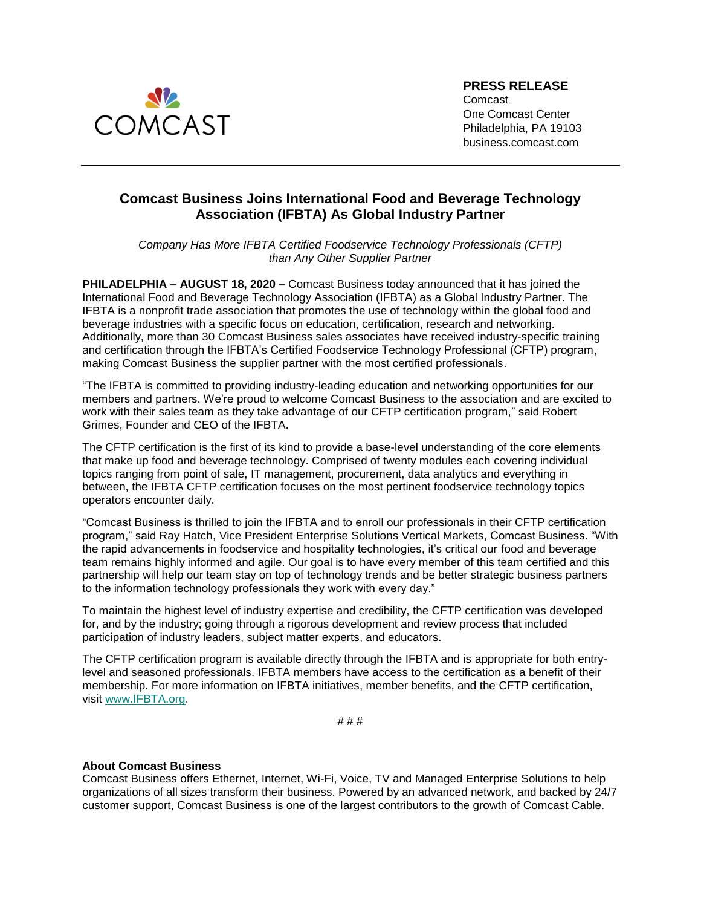COMCAST

**PRESS RELEASE**
Comcast
One Comcast Center
Philadelphia, PA 19103
business.comcast.com

# Comcast Business Joins International Food and Beverage Technology Association (IFBTA) As Global Industry Partner

*Company Has More IFBTA Certified Foodservice Technology Professionals (CFTP) than Any Other Supplier Partner*

**PHILADELPHIA – AUGUST 18, 2020 –** Comcast Business today announced that it has joined the International Food and Beverage Technology Association (IFBTA) as a Global Industry Partner. The IFBTA is a nonprofit trade association that promotes the use of technology within the global food and beverage industries with a specific focus on education, certification, research and networking. Additionally, more than 30 Comcast Business sales associates have received industry-specific training and certification through the IFBTA's Certified Foodservice Technology Professional (CFTP) program, making Comcast Business the supplier partner with the most certified professionals.

"The IFBTA is committed to providing industry-leading education and networking opportunities for our members and partners. We're proud to welcome Comcast Business to the association and are excited to work with their sales team as they take advantage of our CFTP certification program," said Robert Grimes, Founder and CEO of the IFBTA.

The CFTP certification is the first of its kind to provide a base-level understanding of the core elements that make up food and beverage technology. Comprised of twenty modules each covering individual topics ranging from point of sale, IT management, procurement, data analytics and everything in between, the IFBTA CFTP certification focuses on the most pertinent foodservice technology topics operators encounter daily.

"Comcast Business is thrilled to join the IFBTA and to enroll our professionals in their CFTP certification program," said Ray Hatch, Vice President Enterprise Solutions Vertical Markets, Comcast Business. "With the rapid advancements in foodservice and hospitality technologies, it's critical our food and beverage team remains highly informed and agile. Our goal is to have every member of this team certified and this partnership will help our team stay on top of technology trends and be better strategic business partners to the information technology professionals they work with every day."

To maintain the highest level of industry expertise and credibility, the CFTP certification was developed for, and by the industry; going through a rigorous development and review process that included participation of industry leaders, subject matter experts, and educators.

The CFTP certification program is available directly through the IFBTA and is appropriate for both entry-level and seasoned professionals. IFBTA members have access to the certification as a benefit of their membership. For more information on IFBTA initiatives, member benefits, and the CFTP certification, visit www.IFBTA.org.

# # #

**About Comcast Business**
Comcast Business offers Ethernet, Internet, Wi-Fi, Voice, TV and Managed Enterprise Solutions to help organizations of all sizes transform their business. Powered by an advanced network, and backed by 24/7 customer support, Comcast Business is one of the largest contributors to the growth of Comcast Cable.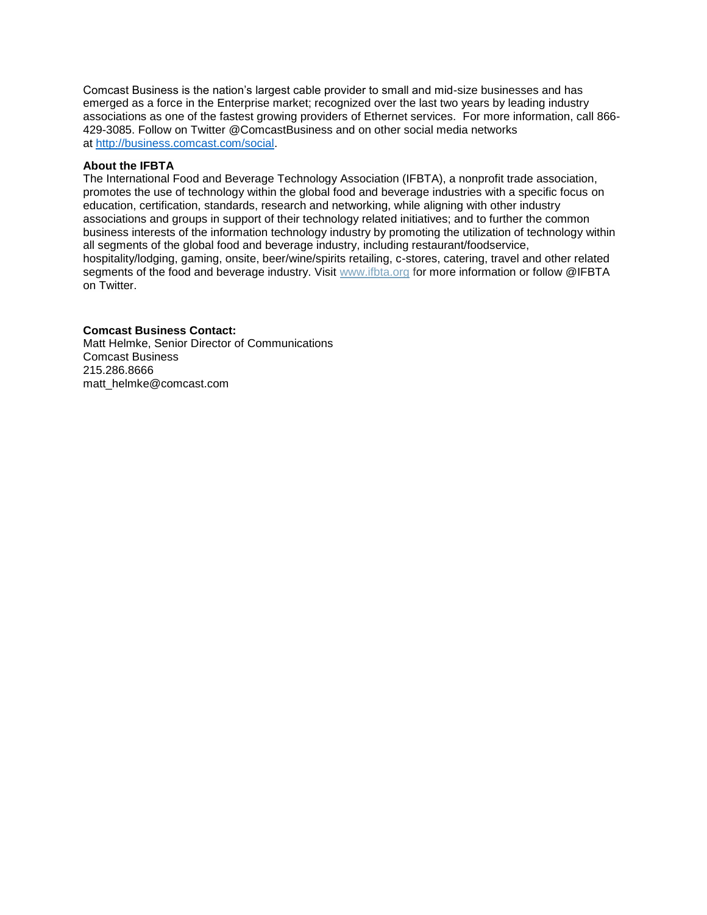Comcast Business is the nation's largest cable provider to small and mid-size businesses and has emerged as a force in the Enterprise market; recognized over the last two years by leading industry associations as one of the fastest growing providers of Ethernet services. For more information, call 866-429-3085. Follow on Twitter @ComcastBusiness and on other social media networks at http://business.comcast.com/social.

**About the IFBTA**
The International Food and Beverage Technology Association (IFBTA), a nonprofit trade association, promotes the use of technology within the global food and beverage industries with a specific focus on education, certification, standards, research and networking, while aligning with other industry associations and groups in support of their technology related initiatives; and to further the common business interests of the information technology industry by promoting the utilization of technology within all segments of the global food and beverage industry, including restaurant/foodservice, hospitality/lodging, gaming, onsite, beer/wine/spirits retailing, c-stores, catering, travel and other related segments of the food and beverage industry. Visit www.ifbta.org for more information or follow @IFBTA on Twitter.

**Comcast Business Contact:**
Matt Helmke, Senior Director of Communications
Comcast Business
215.286.8666
matt_helmke@comcast.com